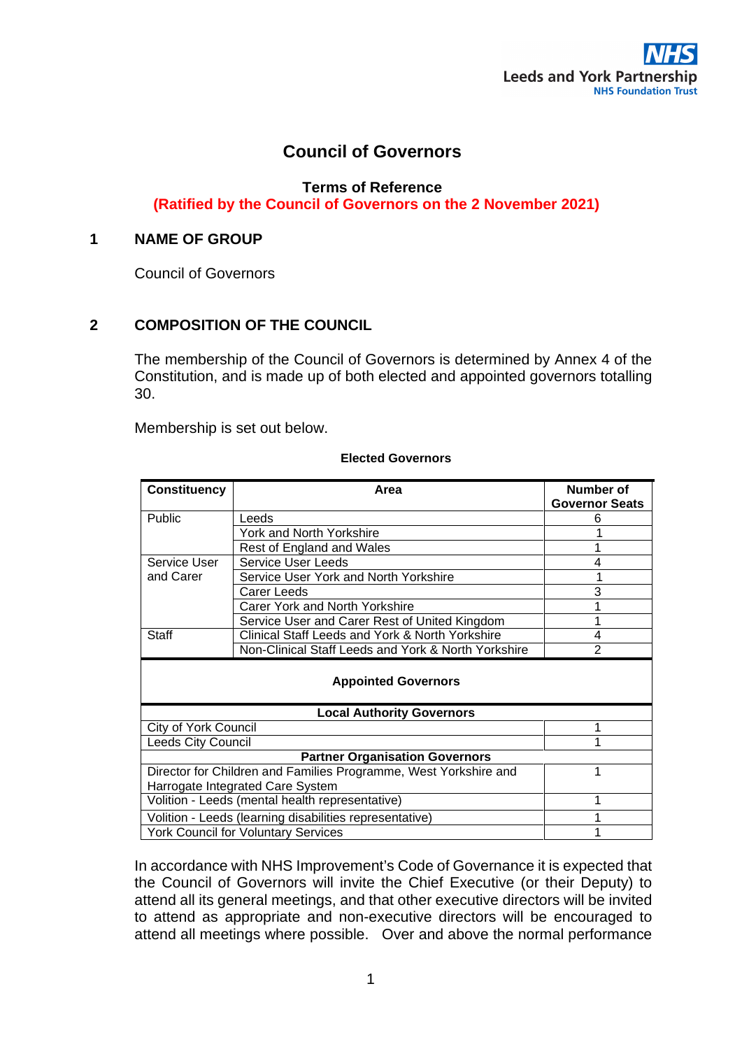Leeds and York Partnership NHS Foundation Trust

# Council of Governors

**Terms of Reference**
**(Ratified by the Council of Governors on the 2 November 2021)**

## 1 NAME OF GROUP

Council of Governors

## 2 COMPOSITION OF THE COUNCIL

The membership of the Council of Governors is determined by Annex 4 of the Constitution, and is made up of both elected and appointed governors totalling 30.

Membership is set out below.

**Elected Governors**

| Constituency | Area | Number of Governor Seats |
|---|---|---|
| Public | Leeds | 6 |
| | York and North Yorkshire | 1 |
| | Rest of England and Wales | 1 |
| Service User and Carer | Service User Leeds | 4 |
| | Service User York and North Yorkshire | 1 |
| | Carer Leeds | 3 |
| | Carer York and North Yorkshire | 1 |
| | Service User and Carer Rest of United Kingdom | 1 |
| Staff | Clinical Staff Leeds and York & North Yorkshire | 4 |
| | Non-Clinical Staff Leeds and York & North Yorkshire | 2 |

**Appointed Governors**

| Local Authority Governors | Number of Governor Seats |
|---|---|
| City of York Council | 1 |
| Leeds City Council | 1 |
| **Partner Organisation Governors** | |
| Director for Children and Families Programme, West Yorkshire and Harrogate Integrated Care System | 1 |
| Volition - Leeds (mental health representative) | 1 |
| Volition - Leeds (learning disabilities representative) | 1 |
| York Council for Voluntary Services | 1 |

In accordance with NHS Improvement's Code of Governance it is expected that the Council of Governors will invite the Chief Executive (or their Deputy) to attend all its general meetings, and that other executive directors will be invited to attend as appropriate and non-executive directors will be encouraged to attend all meetings where possible. Over and above the normal performance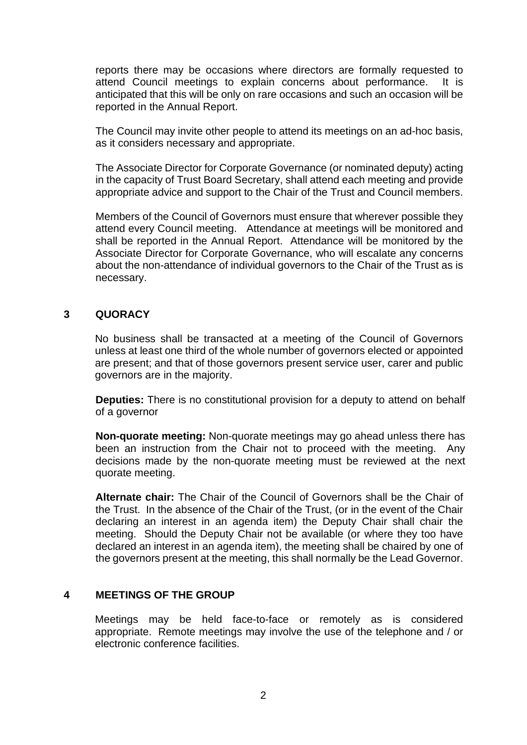reports there may be occasions where directors are formally requested to attend Council meetings to explain concerns about performance. It is anticipated that this will be only on rare occasions and such an occasion will be reported in the Annual Report.

The Council may invite other people to attend its meetings on an ad-hoc basis, as it considers necessary and appropriate.

The Associate Director for Corporate Governance (or nominated deputy) acting in the capacity of Trust Board Secretary, shall attend each meeting and provide appropriate advice and support to the Chair of the Trust and Council members.

Members of the Council of Governors must ensure that wherever possible they attend every Council meeting. Attendance at meetings will be monitored and shall be reported in the Annual Report. Attendance will be monitored by the Associate Director for Corporate Governance, who will escalate any concerns about the non-attendance of individual governors to the Chair of the Trust as is necessary.

## 3 QUORACY

No business shall be transacted at a meeting of the Council of Governors unless at least one third of the whole number of governors elected or appointed are present; and that of those governors present service user, carer and public governors are in the majority.

**Deputies:** There is no constitutional provision for a deputy to attend on behalf of a governor

**Non-quorate meeting:** Non-quorate meetings may go ahead unless there has been an instruction from the Chair not to proceed with the meeting. Any decisions made by the non-quorate meeting must be reviewed at the next quorate meeting.

**Alternate chair:** The Chair of the Council of Governors shall be the Chair of the Trust. In the absence of the Chair of the Trust, (or in the event of the Chair declaring an interest in an agenda item) the Deputy Chair shall chair the meeting. Should the Deputy Chair not be available (or where they too have declared an interest in an agenda item), the meeting shall be chaired by one of the governors present at the meeting, this shall normally be the Lead Governor.

## 4 MEETINGS OF THE GROUP

Meetings may be held face-to-face or remotely as is considered appropriate. Remote meetings may involve the use of the telephone and / or electronic conference facilities.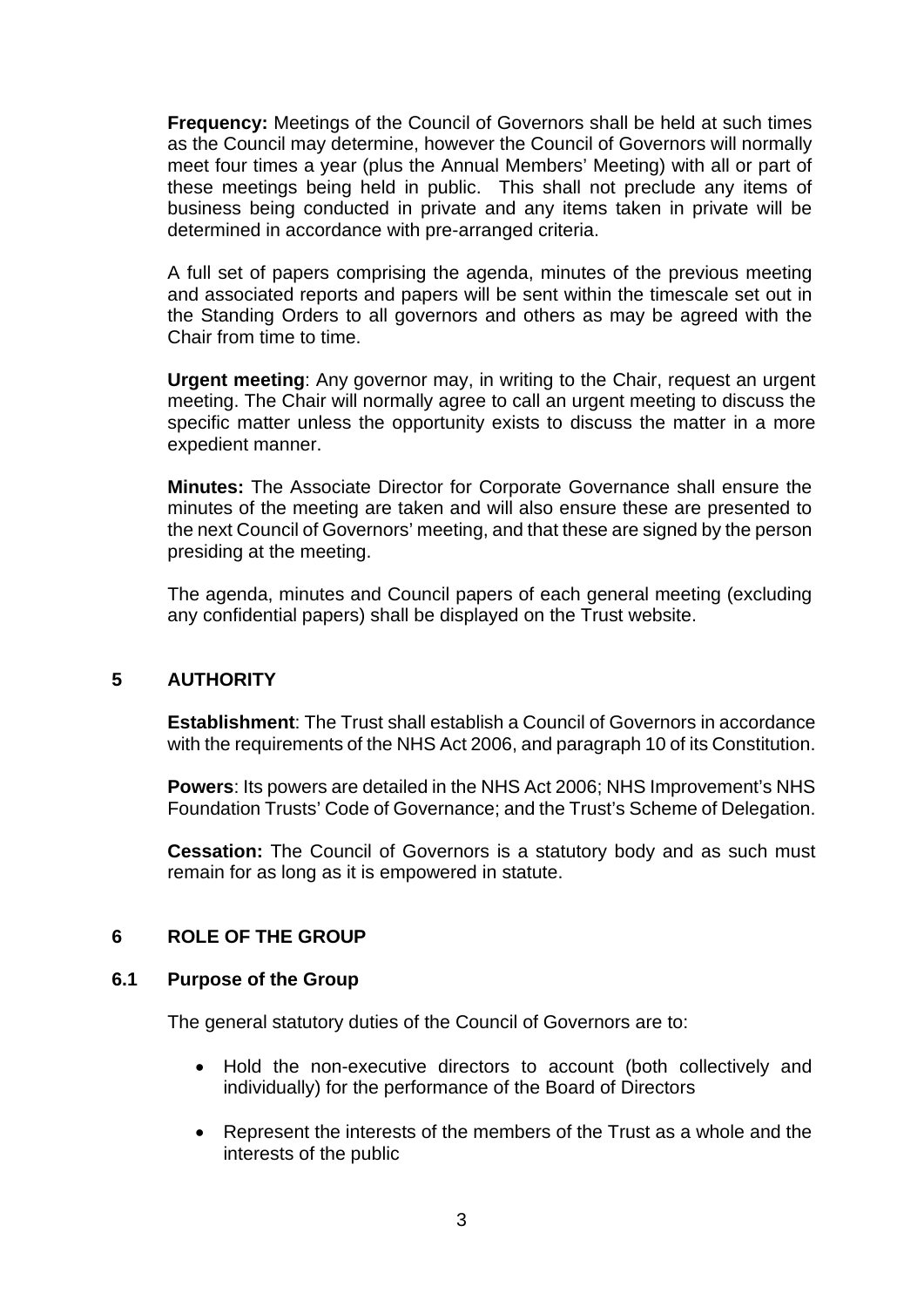**Frequency:** Meetings of the Council of Governors shall be held at such times as the Council may determine, however the Council of Governors will normally meet four times a year (plus the Annual Members' Meeting) with all or part of these meetings being held in public. This shall not preclude any items of business being conducted in private and any items taken in private will be determined in accordance with pre-arranged criteria.

A full set of papers comprising the agenda, minutes of the previous meeting and associated reports and papers will be sent within the timescale set out in the Standing Orders to all governors and others as may be agreed with the Chair from time to time.

**Urgent meeting**: Any governor may, in writing to the Chair, request an urgent meeting. The Chair will normally agree to call an urgent meeting to discuss the specific matter unless the opportunity exists to discuss the matter in a more expedient manner.

**Minutes:** The Associate Director for Corporate Governance shall ensure the minutes of the meeting are taken and will also ensure these are presented to the next Council of Governors' meeting, and that these are signed by the person presiding at the meeting.

The agenda, minutes and Council papers of each general meeting (excluding any confidential papers) shall be displayed on the Trust website.

## 5 AUTHORITY

**Establishment**: The Trust shall establish a Council of Governors in accordance with the requirements of the NHS Act 2006, and paragraph 10 of its Constitution.

**Powers**: Its powers are detailed in the NHS Act 2006; NHS Improvement's NHS Foundation Trusts' Code of Governance; and the Trust's Scheme of Delegation.

**Cessation:** The Council of Governors is a statutory body and as such must remain for as long as it is empowered in statute.

## 6 ROLE OF THE GROUP

### 6.1 Purpose of the Group

The general statutory duties of the Council of Governors are to:

- Hold the non-executive directors to account (both collectively and individually) for the performance of the Board of Directors
- Represent the interests of the members of the Trust as a whole and the interests of the public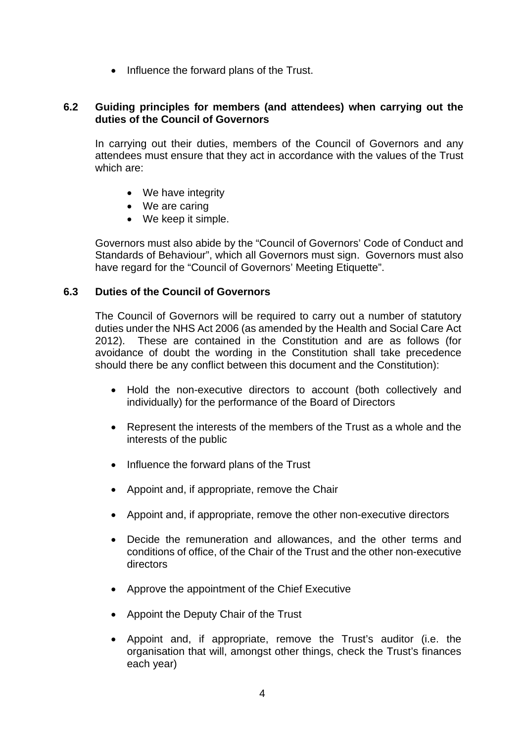- Influence the forward plans of the Trust.

### 6.2 Guiding principles for members (and attendees) when carrying out the duties of the Council of Governors

In carrying out their duties, members of the Council of Governors and any attendees must ensure that they act in accordance with the values of the Trust which are:

- We have integrity
- We are caring
- We keep it simple.

Governors must also abide by the "Council of Governors' Code of Conduct and Standards of Behaviour", which all Governors must sign. Governors must also have regard for the "Council of Governors' Meeting Etiquette".

### 6.3 Duties of the Council of Governors

The Council of Governors will be required to carry out a number of statutory duties under the NHS Act 2006 (as amended by the Health and Social Care Act 2012). These are contained in the Constitution and are as follows (for avoidance of doubt the wording in the Constitution shall take precedence should there be any conflict between this document and the Constitution):

- Hold the non-executive directors to account (both collectively and individually) for the performance of the Board of Directors

- Represent the interests of the members of the Trust as a whole and the interests of the public

- Influence the forward plans of the Trust

- Appoint and, if appropriate, remove the Chair

- Appoint and, if appropriate, remove the other non-executive directors

- Decide the remuneration and allowances, and the other terms and conditions of office, of the Chair of the Trust and the other non-executive directors

- Approve the appointment of the Chief Executive

- Appoint the Deputy Chair of the Trust

- Appoint and, if appropriate, remove the Trust's auditor (i.e. the organisation that will, amongst other things, check the Trust's finances each year)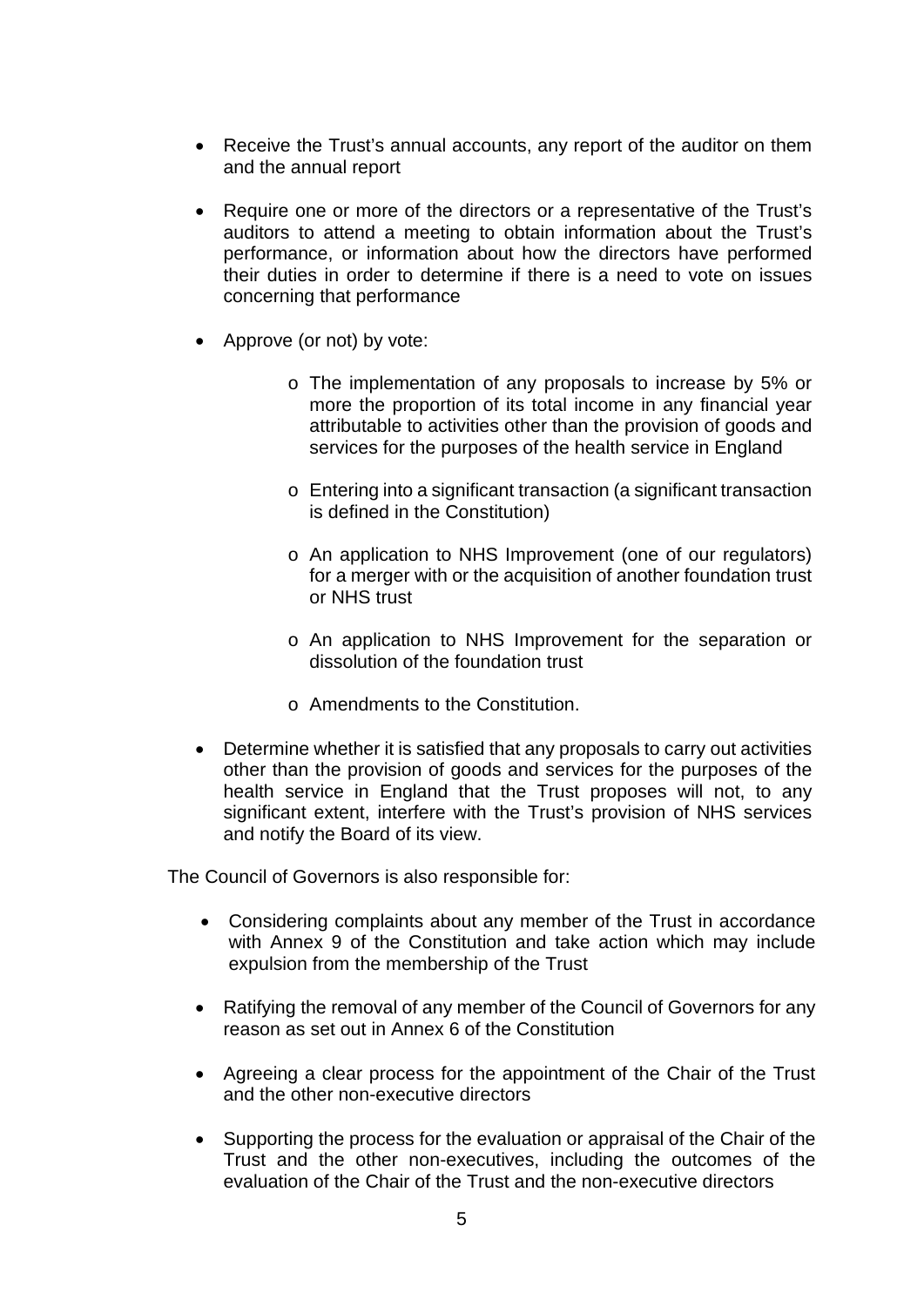- Receive the Trust's annual accounts, any report of the auditor on them and the annual report

- Require one or more of the directors or a representative of the Trust's auditors to attend a meeting to obtain information about the Trust's performance, or information about how the directors have performed their duties in order to determine if there is a need to vote on issues concerning that performance

- Approve (or not) by vote:

  - The implementation of any proposals to increase by 5% or more the proportion of its total income in any financial year attributable to activities other than the provision of goods and services for the purposes of the health service in England

  - Entering into a significant transaction (a significant transaction is defined in the Constitution)

  - An application to NHS Improvement (one of our regulators) for a merger with or the acquisition of another foundation trust or NHS trust

  - An application to NHS Improvement for the separation or dissolution of the foundation trust

  - Amendments to the Constitution.

- Determine whether it is satisfied that any proposals to carry out activities other than the provision of goods and services for the purposes of the health service in England that the Trust proposes will not, to any significant extent, interfere with the Trust's provision of NHS services and notify the Board of its view.

The Council of Governors is also responsible for:

- Considering complaints about any member of the Trust in accordance with Annex 9 of the Constitution and take action which may include expulsion from the membership of the Trust

- Ratifying the removal of any member of the Council of Governors for any reason as set out in Annex 6 of the Constitution

- Agreeing a clear process for the appointment of the Chair of the Trust and the other non-executive directors

- Supporting the process for the evaluation or appraisal of the Chair of the Trust and the other non-executives, including the outcomes of the evaluation of the Chair of the Trust and the non-executive directors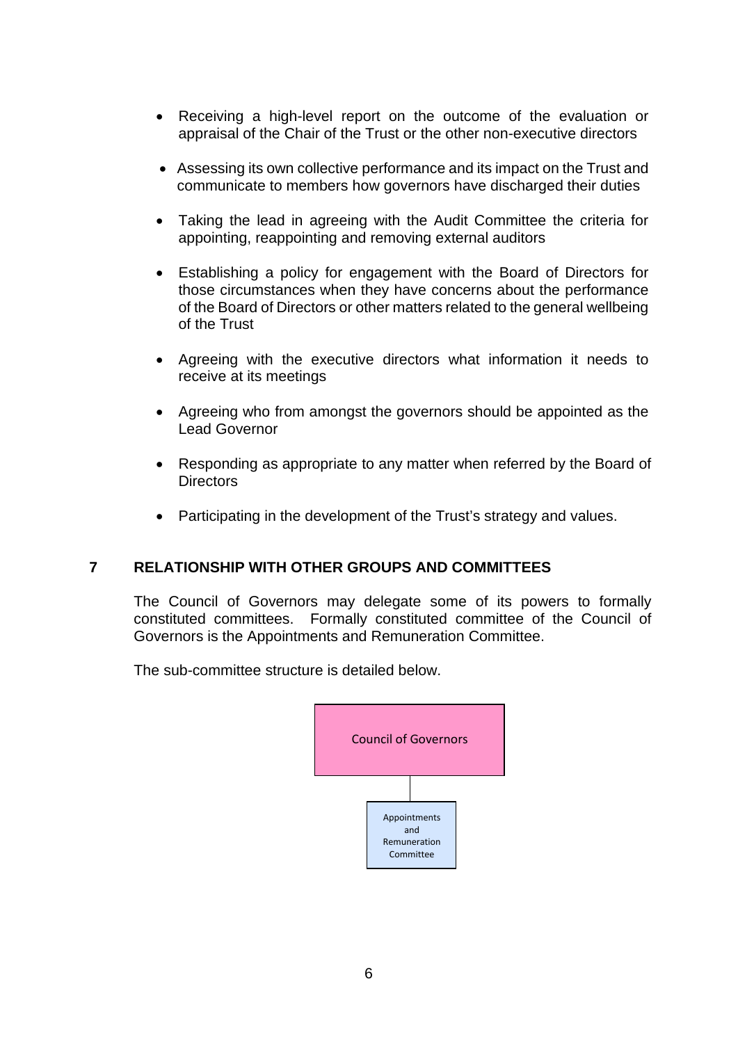- Receiving a high-level report on the outcome of the evaluation or appraisal of the Chair of the Trust or the other non-executive directors
- Assessing its own collective performance and its impact on the Trust and communicate to members how governors have discharged their duties
- Taking the lead in agreeing with the Audit Committee the criteria for appointing, reappointing and removing external auditors
- Establishing a policy for engagement with the Board of Directors for those circumstances when they have concerns about the performance of the Board of Directors or other matters related to the general wellbeing of the Trust
- Agreeing with the executive directors what information it needs to receive at its meetings
- Agreeing who from amongst the governors should be appointed as the Lead Governor
- Responding as appropriate to any matter when referred by the Board of Directors
- Participating in the development of the Trust's strategy and values.

## 7 RELATIONSHIP WITH OTHER GROUPS AND COMMITTEES

The Council of Governors may delegate some of its powers to formally constituted committees. Formally constituted committee of the Council of Governors is the Appointments and Remuneration Committee.

The sub-committee structure is detailed below.

Council of Governors

Appointments and Remuneration Committee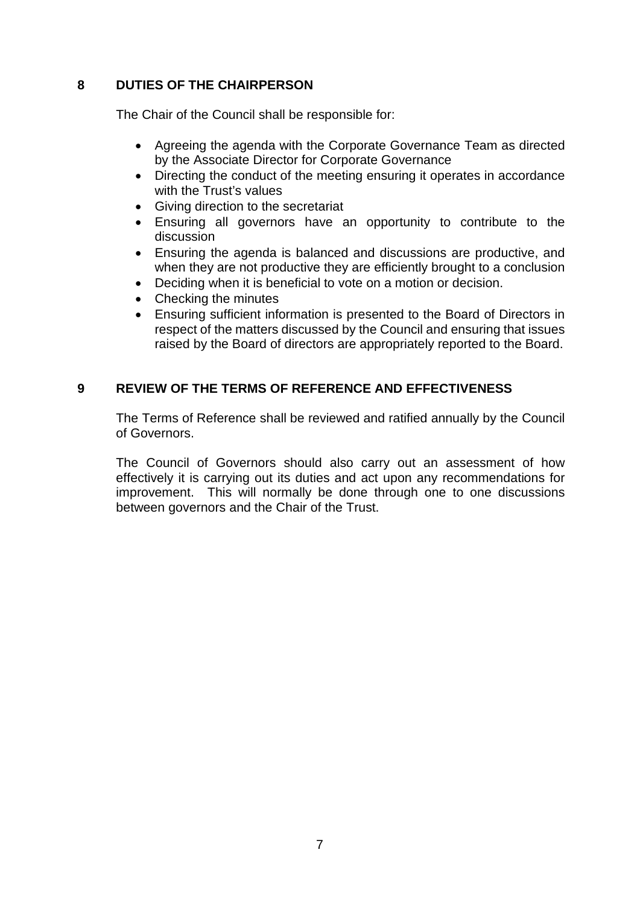## 8 DUTIES OF THE CHAIRPERSON

The Chair of the Council shall be responsible for:

- Agreeing the agenda with the Corporate Governance Team as directed by the Associate Director for Corporate Governance
- Directing the conduct of the meeting ensuring it operates in accordance with the Trust's values
- Giving direction to the secretariat
- Ensuring all governors have an opportunity to contribute to the discussion
- Ensuring the agenda is balanced and discussions are productive, and when they are not productive they are efficiently brought to a conclusion
- Deciding when it is beneficial to vote on a motion or decision.
- Checking the minutes
- Ensuring sufficient information is presented to the Board of Directors in respect of the matters discussed by the Council and ensuring that issues raised by the Board of directors are appropriately reported to the Board.

## 9 REVIEW OF THE TERMS OF REFERENCE AND EFFECTIVENESS

The Terms of Reference shall be reviewed and ratified annually by the Council of Governors.

The Council of Governors should also carry out an assessment of how effectively it is carrying out its duties and act upon any recommendations for improvement. This will normally be done through one to one discussions between governors and the Chair of the Trust.